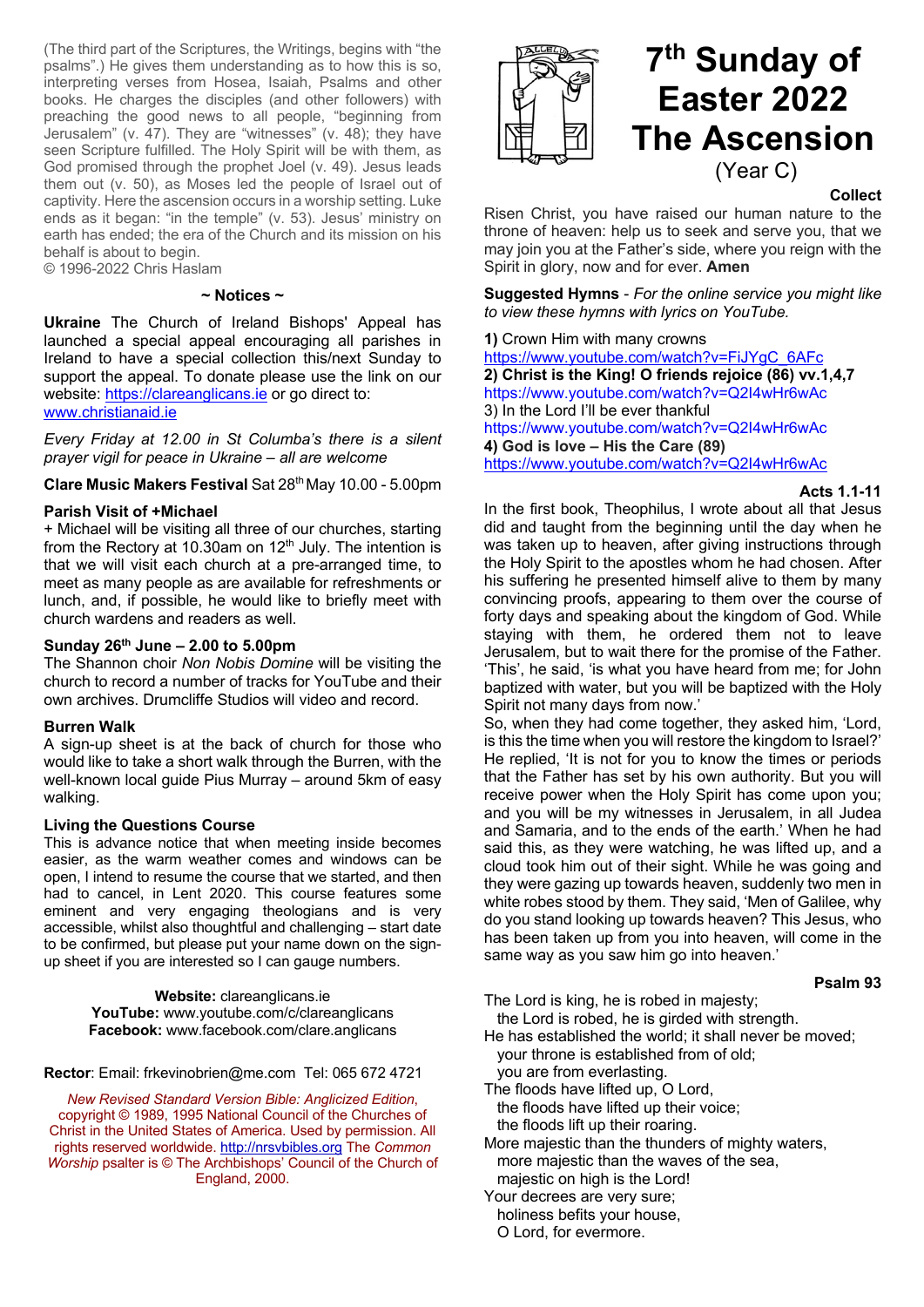(The third part of the Scriptures, the Writings, begins with "the psalms".) He gives them understanding as to how this is so, interpreting verses from Hosea, Isaiah, Psalms and other books. He charges the disciples (and other followers) with preaching the good news to all people, "beginning from Jerusalem" (v. 47). They are "witnesses" (v. 48); they have seen Scripture fulfilled. The Holy Spirit will be with them, as God promised through the prophet Joel (v. 49). Jesus leads them out (v. 50), as Moses led the people of Israel out of captivity. Here the ascension occurs in a worship setting. Luke ends as it began: "in the temple" (v. 53). Jesus' ministry on earth has ended; the era of the Church and its mission on his behalf is about to begin.
© 1996-2022 Chris Haslam

## ~ Notices ~

**Ukraine** The Church of Ireland Bishops' Appeal has launched a special appeal encouraging all parishes in Ireland to have a special collection this/next Sunday to support the appeal. To donate please use the link on our website: https://clareanglicans.ie or go direct to: www.christianaid.ie

*Every Friday at 12.00 in St Columba's there is a silent prayer vigil for peace in Ukraine – all are welcome*

**Clare Music Makers Festival** Sat 28th May 10.00 - 5.00pm

**Parish Visit of +Michael**
+ Michael will be visiting all three of our churches, starting from the Rectory at 10.30am on 12th July. The intention is that we will visit each church at a pre-arranged time, to meet as many people as are available for refreshments or lunch, and, if possible, he would like to briefly meet with church wardens and readers as well.

**Sunday 26th June – 2.00 to 5.00pm**
The Shannon choir *Non Nobis Domine* will be visiting the church to record a number of tracks for YouTube and their own archives. Drumcliffe Studios will video and record.

**Burren Walk**
A sign-up sheet is at the back of church for those who would like to take a short walk through the Burren, with the well-known local guide Pius Murray – around 5km of easy walking.

**Living the Questions Course**
This is advance notice that when meeting inside becomes easier, as the warm weather comes and windows can be open, I intend to resume the course that we started, and then had to cancel, in Lent 2020. This course features some eminent and very engaging theologians and is very accessible, whilst also thoughtful and challenging – start date to be confirmed, but please put your name down on the sign-up sheet if you are interested so I can gauge numbers.

**Website:** clareanglicans.ie
**YouTube:** www.youtube.com/c/clareanglicans
**Facebook:** www.facebook.com/clare.anglicans

**Rector**: Email: frkevinobrien@me.com Tel: 065 672 4721

*New Revised Standard Version Bible: Anglicized Edition*, copyright © 1989, 1995 National Council of the Churches of Christ in the United States of America. Used by permission. All rights reserved worldwide. http://nrsvbibles.org The *Common Worship* psalter is © The Archbishops' Council of the Church of England, 2000.

# 7th Sunday of Easter 2022 The Ascension
(Year C)

### Collect

Risen Christ, you have raised our human nature to the throne of heaven: help us to seek and serve you, that we may join you at the Father's side, where you reign with the Spirit in glory, now and for ever. **Amen**

**Suggested Hymns** - *For the online service you might like to view these hymns with lyrics on YouTube.*

1) Crown Him with many crowns
https://www.youtube.com/watch?v=FiJYgC_6AFc
**2) Christ is the King! O friends rejoice (86) vv.1,4,7**
https://www.youtube.com/watch?v=Q2I4wHr6wAc
3) In the Lord I'll be ever thankful
https://www.youtube.com/watch?v=Q2I4wHr6wAc
**4) God is love – His the Care (89)**
https://www.youtube.com/watch?v=Q2I4wHr6wAc

### Acts 1.1-11

In the first book, Theophilus, I wrote about all that Jesus did and taught from the beginning until the day when he was taken up to heaven, after giving instructions through the Holy Spirit to the apostles whom he had chosen. After his suffering he presented himself alive to them by many convincing proofs, appearing to them over the course of forty days and speaking about the kingdom of God. While staying with them, he ordered them not to leave Jerusalem, but to wait there for the promise of the Father. 'This', he said, 'is what you have heard from me; for John baptized with water, but you will be baptized with the Holy Spirit not many days from now.'
So, when they had come together, they asked him, 'Lord, is this the time when you will restore the kingdom to Israel?' He replied, 'It is not for you to know the times or periods that the Father has set by his own authority. But you will receive power when the Holy Spirit has come upon you; and you will be my witnesses in Jerusalem, in all Judea and Samaria, and to the ends of the earth.' When he had said this, as they were watching, he was lifted up, and a cloud took him out of their sight. While he was going and they were gazing up towards heaven, suddenly two men in white robes stood by them. They said, 'Men of Galilee, why do you stand looking up towards heaven? This Jesus, who has been taken up from you into heaven, will come in the same way as you saw him go into heaven.'

### Psalm 93

The Lord is king, he is robed in majesty;
  the Lord is robed, he is girded with strength.
He has established the world; it shall never be moved;
  your throne is established from of old;
  you are from everlasting.
The floods have lifted up, O Lord,
  the floods have lifted up their voice;
  the floods lift up their roaring.
More majestic than the thunders of mighty waters,
  more majestic than the waves of the sea,
  majestic on high is the Lord!
Your decrees are very sure;
  holiness befits your house,
  O Lord, for evermore.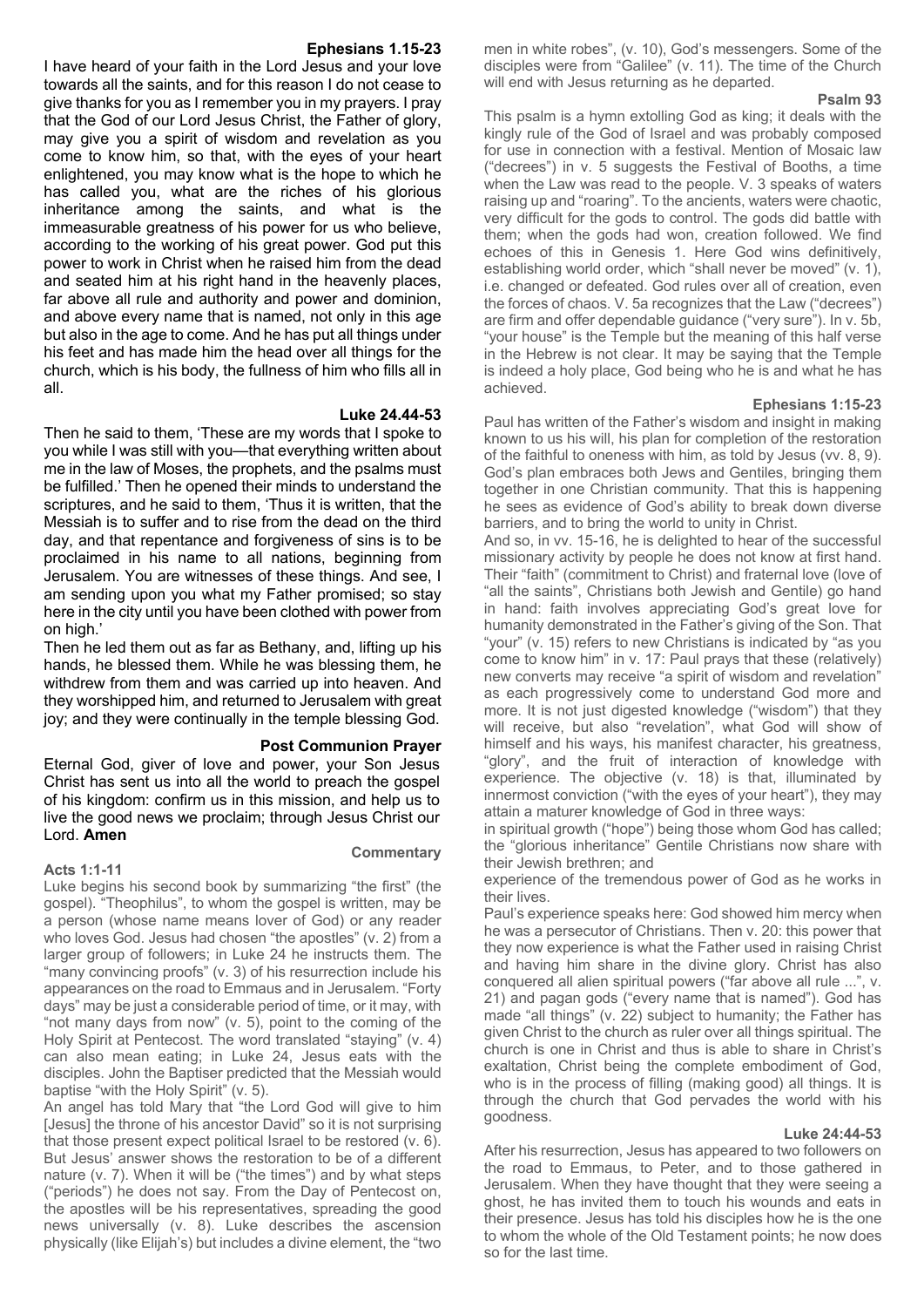### Ephesians 1.15-23

I have heard of your faith in the Lord Jesus and your love towards all the saints, and for this reason I do not cease to give thanks for you as I remember you in my prayers. I pray that the God of our Lord Jesus Christ, the Father of glory, may give you a spirit of wisdom and revelation as you come to know him, so that, with the eyes of your heart enlightened, you may know what is the hope to which he has called you, what are the riches of his glorious inheritance among the saints, and what is the immeasurable greatness of his power for us who believe, according to the working of his great power. God put this power to work in Christ when he raised him from the dead and seated him at his right hand in the heavenly places, far above all rule and authority and power and dominion, and above every name that is named, not only in this age but also in the age to come. And he has put all things under his feet and has made him the head over all things for the church, which is his body, the fullness of him who fills all in all.

### Luke 24.44-53

Then he said to them, 'These are my words that I spoke to you while I was still with you—that everything written about me in the law of Moses, the prophets, and the psalms must be fulfilled.' Then he opened their minds to understand the scriptures, and he said to them, 'Thus it is written, that the Messiah is to suffer and to rise from the dead on the third day, and that repentance and forgiveness of sins is to be proclaimed in his name to all nations, beginning from Jerusalem. You are witnesses of these things. And see, I am sending upon you what my Father promised; so stay here in the city until you have been clothed with power from on high.'

Then he led them out as far as Bethany, and, lifting up his hands, he blessed them. While he was blessing them, he withdrew from them and was carried up into heaven. And they worshipped him, and returned to Jerusalem with great joy; and they were continually in the temple blessing God.

### Post Communion Prayer

Eternal God, giver of love and power, your Son Jesus Christ has sent us into all the world to preach the gospel of his kingdom: confirm us in this mission, and help us to live the good news we proclaim; through Jesus Christ our Lord. **Amen**

## Commentary

### Acts 1:1-11

Luke begins his second book by summarizing "the first" (the gospel). "Theophilus", to whom the gospel is written, may be a person (whose name means lover of God) or any reader who loves God. Jesus had chosen "the apostles" (v. 2) from a larger group of followers; in Luke 24 he instructs them. The "many convincing proofs" (v. 3) of his resurrection include his appearances on the road to Emmaus and in Jerusalem. "Forty days" may be just a considerable period of time, or it may, with "not many days from now" (v. 5), point to the coming of the Holy Spirit at Pentecost. The word translated "staying" (v. 4) can also mean eating; in Luke 24, Jesus eats with the disciples. John the Baptiser predicted that the Messiah would baptise "with the Holy Spirit" (v. 5).

An angel has told Mary that "the Lord God will give to him [Jesus] the throne of his ancestor David" so it is not surprising that those present expect political Israel to be restored (v. 6). But Jesus' answer shows the restoration to be of a different nature (v. 7). When it will be ("the times") and by what steps ("periods") he does not say. From the Day of Pentecost on, the apostles will be his representatives, spreading the good news universally (v. 8). Luke describes the ascension physically (like Elijah's) but includes a divine element, the "two men in white robes", (v. 10), God's messengers. Some of the disciples were from "Galilee" (v. 11). The time of the Church will end with Jesus returning as he departed.

### Psalm 93

This psalm is a hymn extolling God as king; it deals with the kingly rule of the God of Israel and was probably composed for use in connection with a festival. Mention of Mosaic law ("decrees") in v. 5 suggests the Festival of Booths, a time when the Law was read to the people. V. 3 speaks of waters raising up and "roaring". To the ancients, waters were chaotic, very difficult for the gods to control. The gods did battle with them; when the gods had won, creation followed. We find echoes of this in Genesis 1. Here God wins definitively, establishing world order, which "shall never be moved" (v. 1), i.e. changed or defeated. God rules over all of creation, even the forces of chaos. V. 5a recognizes that the Law ("decrees") are firm and offer dependable guidance ("very sure"). In v. 5b, "your house" is the Temple but the meaning of this half verse in the Hebrew is not clear. It may be saying that the Temple is indeed a holy place, God being who he is and what he has achieved.

### Ephesians 1:15-23

Paul has written of the Father's wisdom and insight in making known to us his will, his plan for completion of the restoration of the faithful to oneness with him, as told by Jesus (vv. 8, 9). God's plan embraces both Jews and Gentiles, bringing them together in one Christian community. That this is happening he sees as evidence of God's ability to break down diverse barriers, and to bring the world to unity in Christ.

And so, in vv. 15-16, he is delighted to hear of the successful missionary activity by people he does not know at first hand. Their "faith" (commitment to Christ) and fraternal love (love of "all the saints", Christians both Jewish and Gentile) go hand in hand: faith involves appreciating God's great love for humanity demonstrated in the Father's giving of the Son. That "your" (v. 15) refers to new Christians is indicated by "as you come to know him" in v. 17: Paul prays that these (relatively) new converts may receive "a spirit of wisdom and revelation" as each progressively come to understand God more and more. It is not just digested knowledge ("wisdom") that they will receive, but also "revelation", what God will show of himself and his ways, his manifest character, his greatness, "glory", and the fruit of interaction of knowledge with experience. The objective (v. 18) is that, illuminated by innermost conviction ("with the eyes of your heart"), they may attain a maturer knowledge of God in three ways:

in spiritual growth ("hope") being those whom God has called;

the "glorious inheritance" Gentile Christians now share with their Jewish brethren; and

experience of the tremendous power of God as he works in their lives.

Paul's experience speaks here: God showed him mercy when he was a persecutor of Christians. Then v. 20: this power that they now experience is what the Father used in raising Christ and having him share in the divine glory. Christ has also conquered all alien spiritual powers ("far above all rule ...", v. 21) and pagan gods ("every name that is named"). God has made "all things" (v. 22) subject to humanity; the Father has given Christ to the church as ruler over all things spiritual. The church is one in Christ and thus is able to share in Christ's exaltation, Christ being the complete embodiment of God, who is in the process of filling (making good) all things. It is through the church that God pervades the world with his goodness.

### Luke 24:44-53

After his resurrection, Jesus has appeared to two followers on the road to Emmaus, to Peter, and to those gathered in Jerusalem. When they have thought that they were seeing a ghost, he has invited them to touch his wounds and eats in their presence. Jesus has told his disciples how he is the one to whom the whole of the Old Testament points; he now does so for the last time.